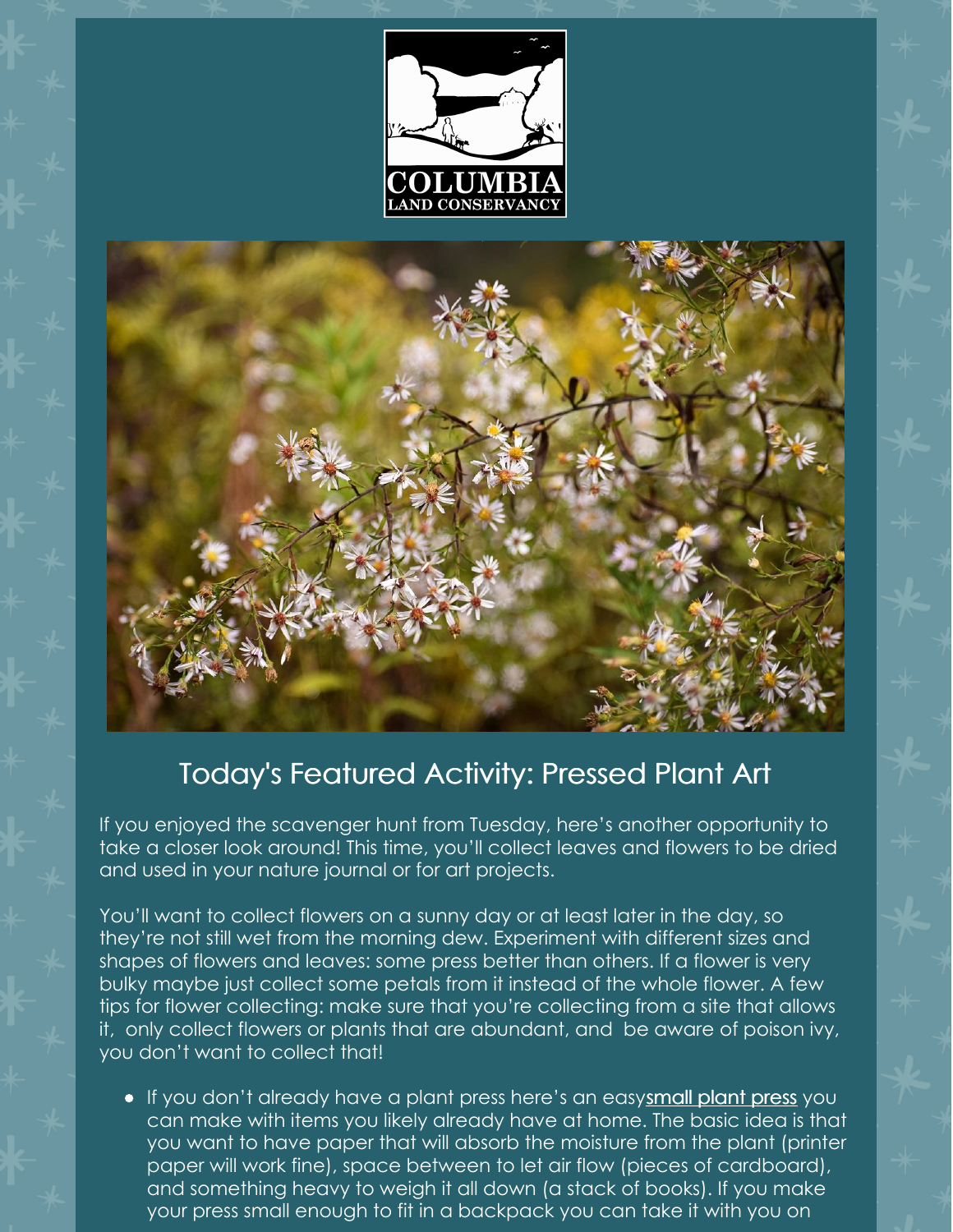COLUMBIA
LAND CONSERVANCY

## Today's Featured Activity: Pressed Plant Art

If you enjoyed the scavenger hunt from Tuesday, here's another opportunity to take a closer look around! This time, you'll collect leaves and flowers to be dried and used in your nature journal or for art projects.

You'll want to collect flowers on a sunny day or at least later in the day, so they're not still wet from the morning dew. Experiment with different sizes and shapes of flowers and leaves: some press better than others. If a flower is very bulky maybe just collect some petals from it instead of the whole flower. A few tips for flower collecting: make sure that you're collecting from a site that allows it, only collect flowers or plants that are abundant, and be aware of poison ivy, you don't want to collect that!

- If you don't already have a plant press here's an easy small plant press you can make with items you likely already have at home. The basic idea is that you want to have paper that will absorb the moisture from the plant (printer paper will work fine), space between to let air flow (pieces of cardboard), and something heavy to weigh it all down (a stack of books). If you make your press small enough to fit in a backpack you can take it with you on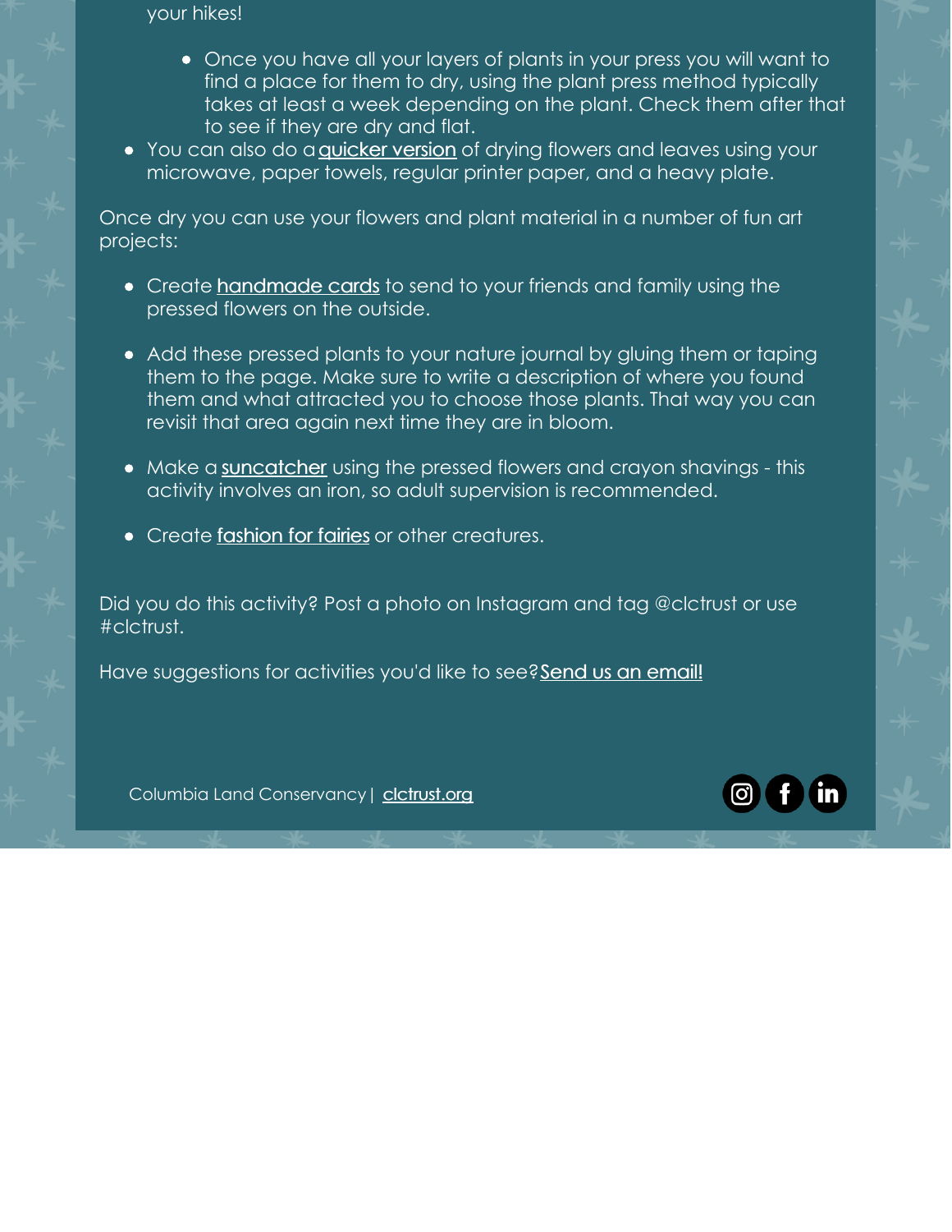your hikes!

    - Once you have all your layers of plants in your press you will want to find a place for them to dry, using the plant press method typically takes at least a week depending on the plant. Check them after that to see if they are dry and flat.
- You can also do a quicker version of drying flowers and leaves using your microwave, paper towels, regular printer paper, and a heavy plate.

Once dry you can use your flowers and plant material in a number of fun art projects:

- Create handmade cards to send to your friends and family using the pressed flowers on the outside.
- Add these pressed plants to your nature journal by gluing them or taping them to the page. Make sure to write a description of where you found them and what attracted you to choose those plants. That way you can revisit that area again next time they are in bloom.
- Make a suncatcher using the pressed flowers and crayon shavings - this activity involves an iron, so adult supervision is recommended.
- Create fashion for fairies or other creatures.

Did you do this activity? Post a photo on Instagram and tag @clctrust or use #clctrust.

Have suggestions for activities you'd like to see? Send us an email!

Columbia Land Conservancy | clctrust.org